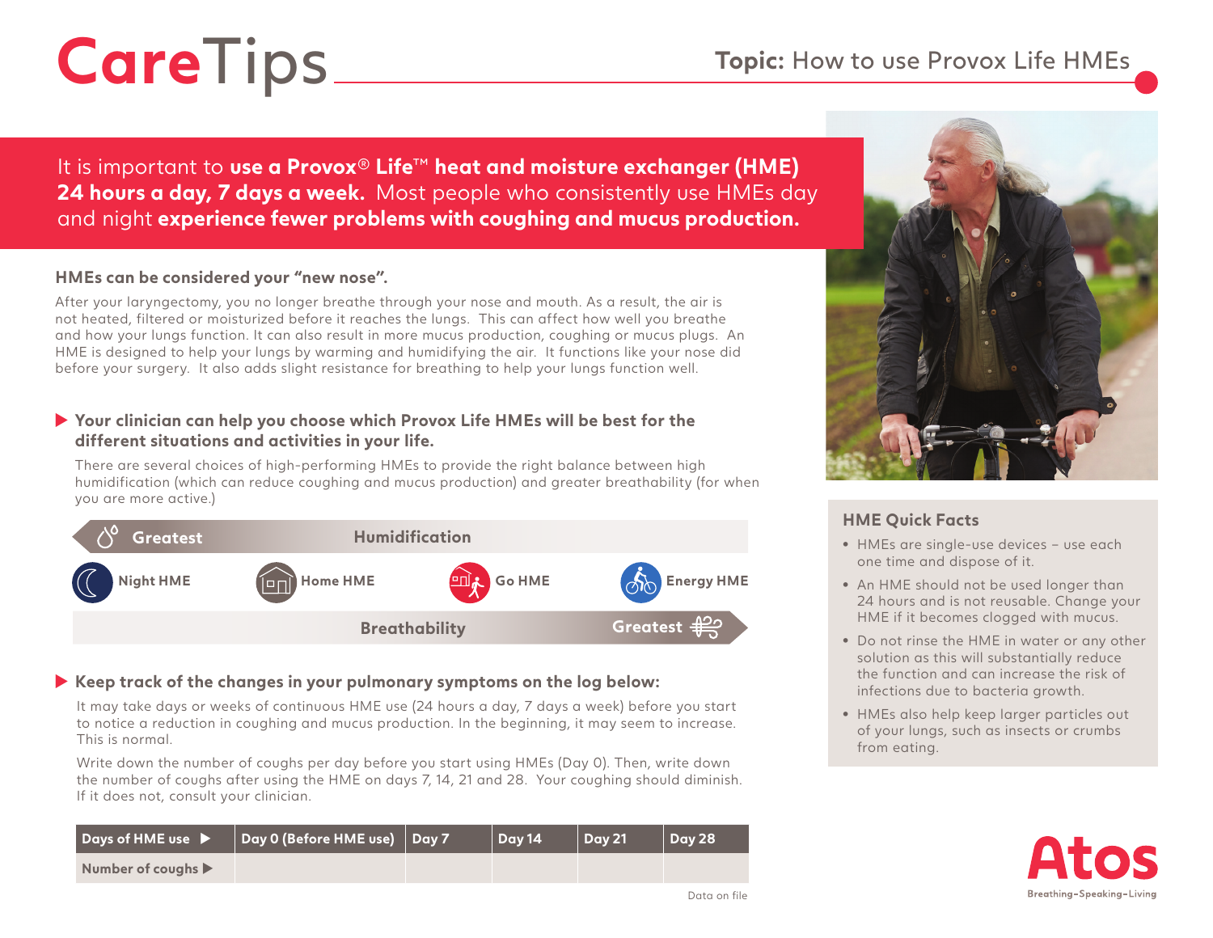# CareTips

**Topic:** How to use Provox Life HMEs

It is important to **use a Provox® Life™ heat and moisture exchanger (HME) 24 hours a day, 7 days a week.** Most people who consistently use HMEs day and night **experience fewer problems with coughing and mucus production.**

### HMEs can be considered your "new nose".

After your laryngectomy, you no longer breathe through your nose and mouth. As a result, the air is not heated, filtered or moisturized before it reaches the lungs. This can affect how well you breathe and how your lungs function. It can also result in more mucus production, coughing or mucus plugs. An HME is designed to help your lungs by warming and humidifying the air. It functions like your nose did before your surgery. It also adds slight resistance for breathing to help your lungs function well.

### ▶ Your clinician can help you choose which Provox Life HMEs will be best for the different situations and activities in your life.

There are several choices of high-performing HMEs to provide the right balance between high humidification (which can reduce coughing and mucus production) and greater breathability (for when you are more active.)

Greatest ◀ Humidification

Night HME — Home HME — Go HME — Energy HME

Breathability ▶ Greatest

### ▶ Keep track of the changes in your pulmonary symptoms on the log below:

It may take days or weeks of continuous HME use (24 hours a day, 7 days a week) before you start to notice a reduction in coughing and mucus production. In the beginning, it may seem to increase. This is normal.

Write down the number of coughs per day before you start using HMEs (Day 0). Then, write down the number of coughs after using the HME on days 7, 14, 21 and 28. Your coughing should diminish. If it does not, consult your clinician.

| Days of HME use ▶ | Day 0 (Before HME use) | Day 7 | Day 14 | Day 21 | Day 28 |
|---|---|---|---|---|---|
| Number of coughs ▶ | | | | | |

Data on file

### HME Quick Facts

- HMEs are single-use devices – use each one time and dispose of it.
- An HME should not be used longer than 24 hours and is not reusable. Change your HME if it becomes clogged with mucus.
- Do not rinse the HME in water or any other solution as this will substantially reduce the function and can increase the risk of infections due to bacteria growth.
- HMEs also help keep larger particles out of your lungs, such as insects or crumbs from eating.

Atos
Breathing-Speaking-Living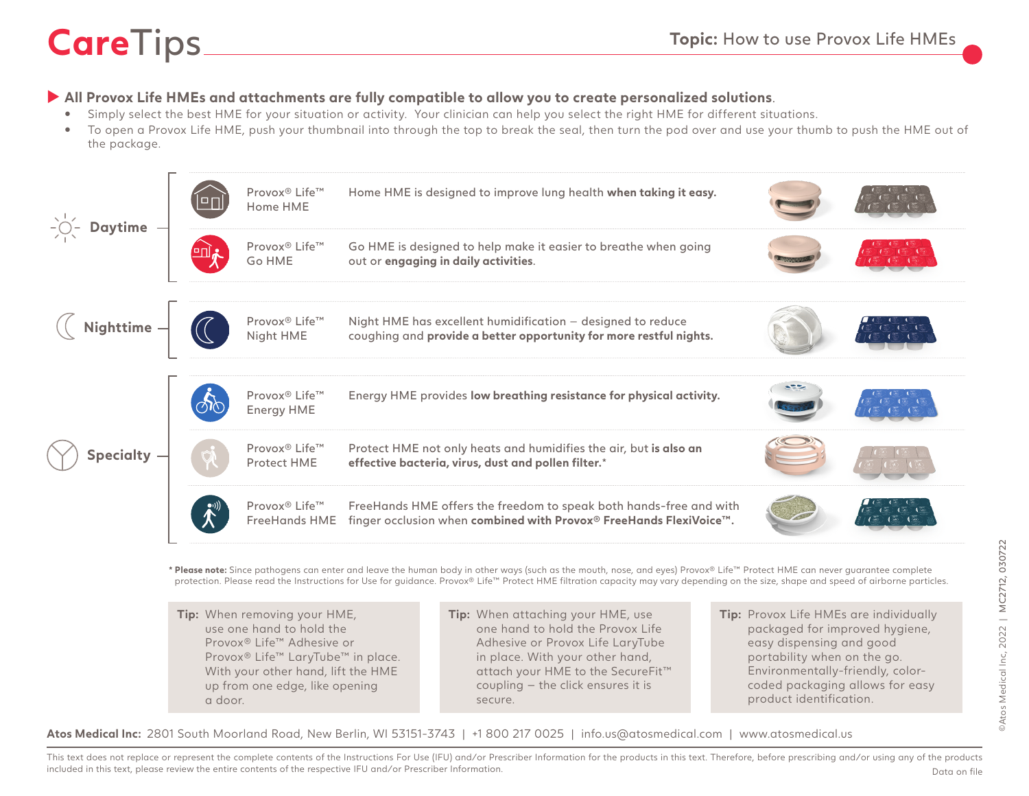# CareTips

**Topic:** How to use Provox Life HMEs

## All Provox Life HMEs and attachments are fully compatible to allow you to create personalized solutions.

- Simply select the best HME for your situation or activity. Your clinician can help you select the right HME for different situations.
- To open a Provox Life HME, push your thumbnail into through the top to break the seal, then turn the pod over and use your thumb to push the HME out of the package.

| | | |
|---|---|---|
| **Daytime** | Provox® Life™ Home HME | Home HME is designed to improve lung health **when taking it easy.** |
| | Provox® Life™ Go HME | Go HME is designed to help make it easier to breathe when going out or **engaging in daily activities**. |
| **Nighttime** | Provox® Life™ Night HME | Night HME has excellent humidification – designed to reduce coughing and **provide a better opportunity for more restful nights.** |
| **Specialty** | Provox® Life™ Energy HME | Energy HME provides **low breathing resistance for physical activity.** |
| | Provox® Life™ Protect HME | Protect HME not only heats and humidifies the air, but **is also an effective bacteria, virus, dust and pollen filter.*** |
| | Provox® Life™ FreeHands HME | FreeHands HME offers the freedom to speak both hands-free and with finger occlusion when **combined with Provox® FreeHands FlexiVoice™.** |

* **Please note:** Since pathogens can enter and leave the human body in other ways (such as the mouth, nose, and eyes) Provox® Life™ Protect HME can never guarantee complete protection. Please read the Instructions for Use for guidance. Provox® Life™ Protect HME filtration capacity may vary depending on the size, shape and speed of airborne particles.

**Tip:** When removing your HME, use one hand to hold the Provox® Life™ Adhesive or Provox® Life™ LaryTube™ in place. With your other hand, lift the HME up from one edge, like opening a door.

**Tip:** When attaching your HME, use one hand to hold the Provox Life Adhesive or Provox Life LaryTube in place. With your other hand, attach your HME to the SecureFit™ coupling – the click ensures it is secure.

**Tip:** Provox Life HMEs are individually packaged for improved hygiene, easy dispensing and good portability when on the go. Environmentally-friendly, color-coded packaging allows for easy product identification.

**Atos Medical Inc:** 2801 South Moorland Road, New Berlin, WI 53151-3743 | +1 800 217 0025 | info.us@atosmedical.com | www.atosmedical.us

This text does not replace or represent the complete contents of the Instructions For Use (IFU) and/or Prescriber Information for the products in this text. Therefore, before prescribing and/or using any of the products included in this text, please review the entire contents of the respective IFU and/or Prescriber Information.

Data on file

©Atos Medical Inc, 2022 | MC2712, 030722